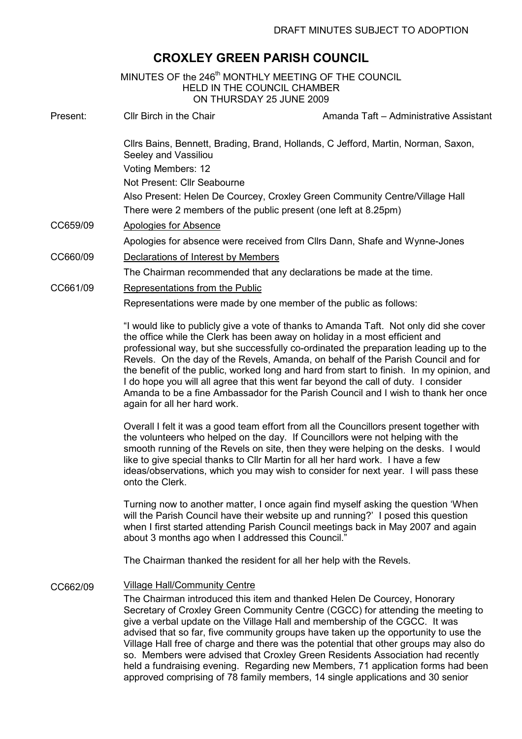DRAFT MINUTES SUBJECT TO ADOPTION

# CROXLEY GREEN PARISH COUNCIL

MINUTES OF the 246th MONTHLY MEETING OF THE COUNCIL
HELD IN THE COUNCIL CHAMBER
ON THURSDAY 25 JUNE 2009

Present: Cllr Birch in the Chair — Amanda Taft – Administrative Assistant

Cllrs Bains, Bennett, Brading, Brand, Hollands, C Jefford, Martin, Norman, Saxon, Seeley and Vassiliou

Voting Members: 12

Not Present: Cllr Seabourne

Also Present: Helen De Courcey, Croxley Green Community Centre/Village Hall

There were 2 members of the public present (one left at 8.25pm)

**CC659/09** Apologies for Absence

Apologies for absence were received from Cllrs Dann, Shafe and Wynne-Jones

**CC660/09** Declarations of Interest by Members

The Chairman recommended that any declarations be made at the time.

**CC661/09** Representations from the Public

Representations were made by one member of the public as follows:

"I would like to publicly give a vote of thanks to Amanda Taft. Not only did she cover the office while the Clerk has been away on holiday in a most efficient and professional way, but she successfully co-ordinated the preparation leading up to the Revels. On the day of the Revels, Amanda, on behalf of the Parish Council and for the benefit of the public, worked long and hard from start to finish. In my opinion, and I do hope you will all agree that this went far beyond the call of duty. I consider Amanda to be a fine Ambassador for the Parish Council and I wish to thank her once again for all her hard work.

Overall I felt it was a good team effort from all the Councillors present together with the volunteers who helped on the day. If Councillors were not helping with the smooth running of the Revels on site, then they were helping on the desks. I would like to give special thanks to Cllr Martin for all her hard work. I have a few ideas/observations, which you may wish to consider for next year. I will pass these onto the Clerk.

Turning now to another matter, I once again find myself asking the question 'When will the Parish Council have their website up and running?' I posed this question when I first started attending Parish Council meetings back in May 2007 and again about 3 months ago when I addressed this Council."

The Chairman thanked the resident for all her help with the Revels.

**CC662/09** Village Hall/Community Centre

The Chairman introduced this item and thanked Helen De Courcey, Honorary Secretary of Croxley Green Community Centre (CGCC) for attending the meeting to give a verbal update on the Village Hall and membership of the CGCC. It was advised that so far, five community groups have taken up the opportunity to use the Village Hall free of charge and there was the potential that other groups may also do so. Members were advised that Croxley Green Residents Association had recently held a fundraising evening. Regarding new Members, 71 application forms had been approved comprising of 78 family members, 14 single applications and 30 senior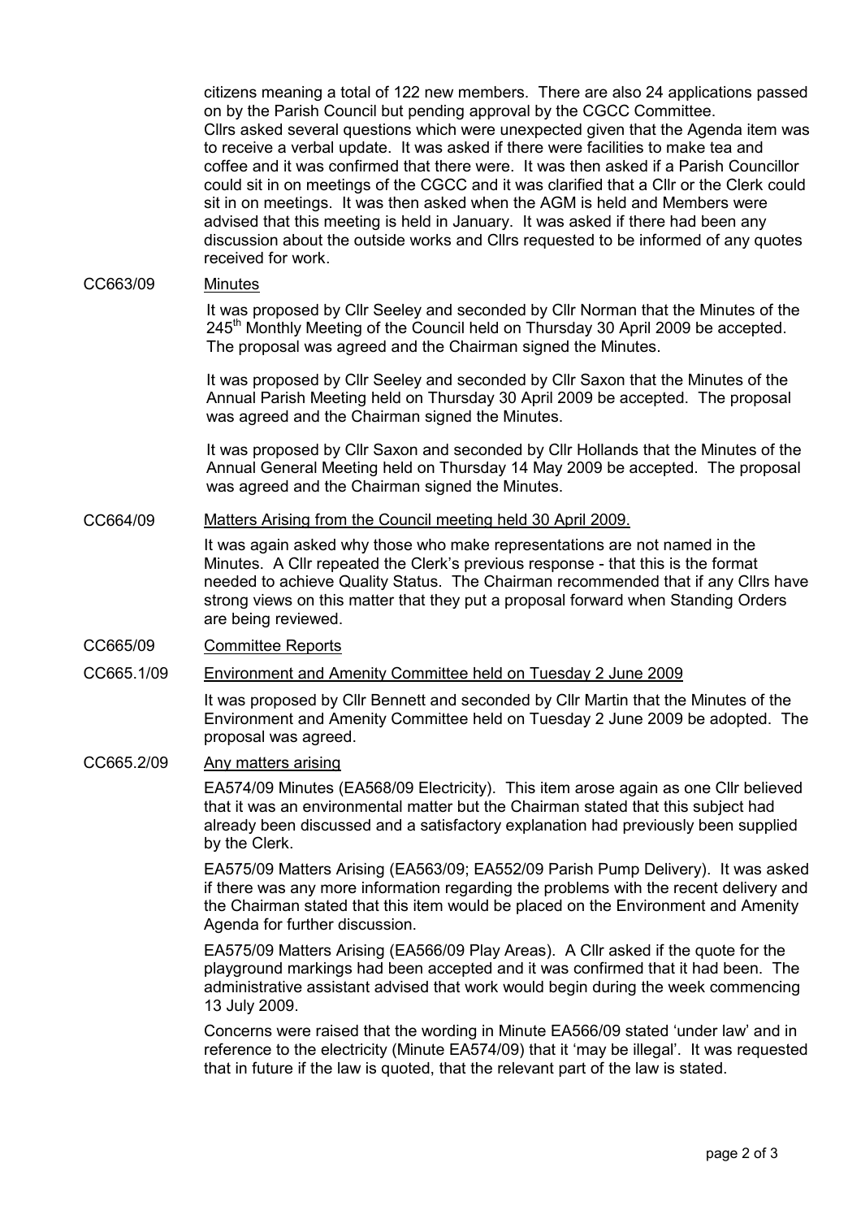citizens meaning a total of 122 new members. There are also 24 applications passed on by the Parish Council but pending approval by the CGCC Committee. Cllrs asked several questions which were unexpected given that the Agenda item was to receive a verbal update. It was asked if there were facilities to make tea and coffee and it was confirmed that there were. It was then asked if a Parish Councillor could sit in on meetings of the CGCC and it was clarified that a Cllr or the Clerk could sit in on meetings. It was then asked when the AGM is held and Members were advised that this meeting is held in January. It was asked if there had been any discussion about the outside works and Cllrs requested to be informed of any quotes received for work.

**CC663/09** Minutes

It was proposed by Cllr Seeley and seconded by Cllr Norman that the Minutes of the 245th Monthly Meeting of the Council held on Thursday 30 April 2009 be accepted. The proposal was agreed and the Chairman signed the Minutes.

It was proposed by Cllr Seeley and seconded by Cllr Saxon that the Minutes of the Annual Parish Meeting held on Thursday 30 April 2009 be accepted. The proposal was agreed and the Chairman signed the Minutes.

It was proposed by Cllr Saxon and seconded by Cllr Hollands that the Minutes of the Annual General Meeting held on Thursday 14 May 2009 be accepted. The proposal was agreed and the Chairman signed the Minutes.

**CC664/09** Matters Arising from the Council meeting held 30 April 2009.

It was again asked why those who make representations are not named in the Minutes. A Cllr repeated the Clerk's previous response - that this is the format needed to achieve Quality Status. The Chairman recommended that if any Cllrs have strong views on this matter that they put a proposal forward when Standing Orders are being reviewed.

**CC665/09** Committee Reports

**CC665.1/09** Environment and Amenity Committee held on Tuesday 2 June 2009

It was proposed by Cllr Bennett and seconded by Cllr Martin that the Minutes of the Environment and Amenity Committee held on Tuesday 2 June 2009 be adopted. The proposal was agreed.

**CC665.2/09** Any matters arising

EA574/09 Minutes (EA568/09 Electricity). This item arose again as one Cllr believed that it was an environmental matter but the Chairman stated that this subject had already been discussed and a satisfactory explanation had previously been supplied by the Clerk.

EA575/09 Matters Arising (EA563/09; EA552/09 Parish Pump Delivery). It was asked if there was any more information regarding the problems with the recent delivery and the Chairman stated that this item would be placed on the Environment and Amenity Agenda for further discussion.

EA575/09 Matters Arising (EA566/09 Play Areas). A Cllr asked if the quote for the playground markings had been accepted and it was confirmed that it had been. The administrative assistant advised that work would begin during the week commencing 13 July 2009.

Concerns were raised that the wording in Minute EA566/09 stated 'under law' and in reference to the electricity (Minute EA574/09) that it 'may be illegal'. It was requested that in future if the law is quoted, that the relevant part of the law is stated.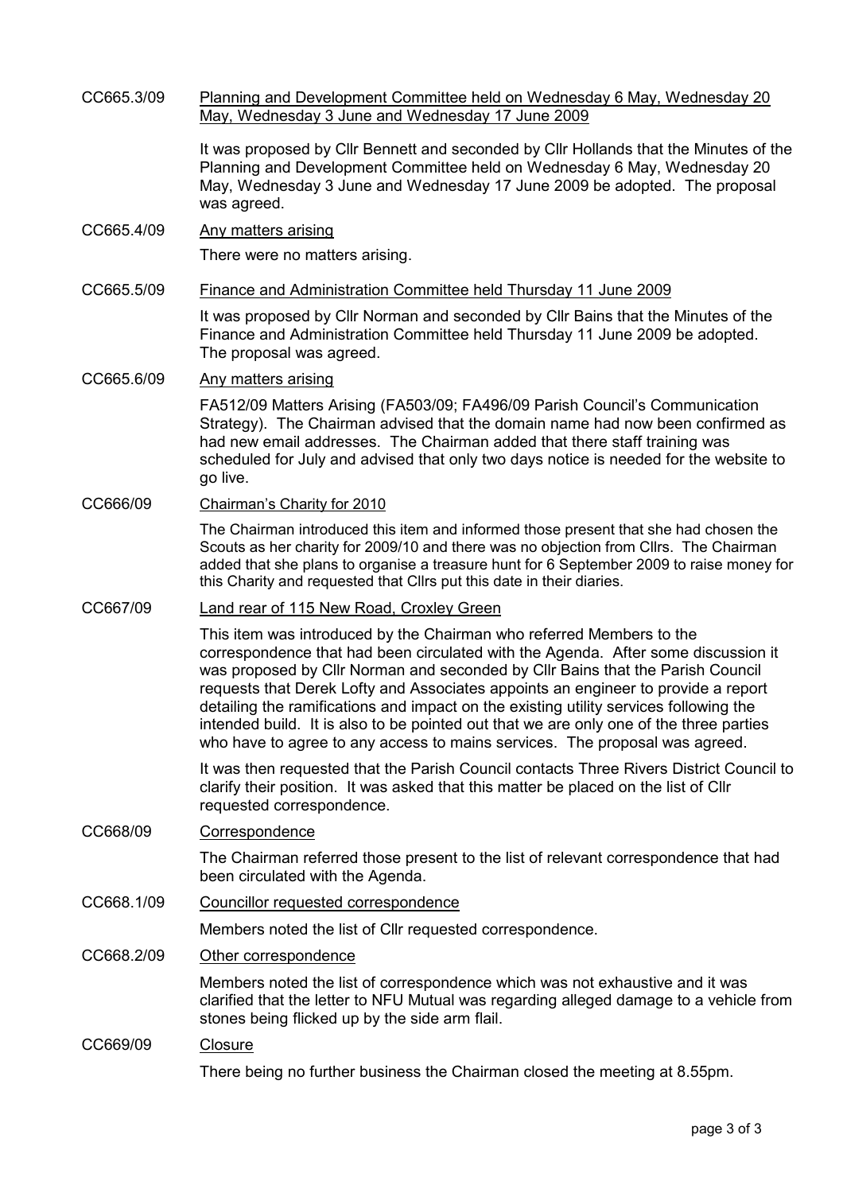CC665.3/09 <u>Planning and Development Committee held on Wednesday 6 May, Wednesday 20 May, Wednesday 3 June and Wednesday 17 June 2009</u>

It was proposed by Cllr Bennett and seconded by Cllr Hollands that the Minutes of the Planning and Development Committee held on Wednesday 6 May, Wednesday 20 May, Wednesday 3 June and Wednesday 17 June 2009 be adopted. The proposal was agreed.

CC665.4/09 <u>Any matters arising</u>

There were no matters arising.

CC665.5/09 <u>Finance and Administration Committee held Thursday 11 June 2009</u>

It was proposed by Cllr Norman and seconded by Cllr Bains that the Minutes of the Finance and Administration Committee held Thursday 11 June 2009 be adopted. The proposal was agreed.

CC665.6/09 <u>Any matters arising</u>

FA512/09 Matters Arising (FA503/09; FA496/09 Parish Council's Communication Strategy). The Chairman advised that the domain name had now been confirmed as had new email addresses. The Chairman added that there staff training was scheduled for July and advised that only two days notice is needed for the website to go live.

CC666/09 <u>Chairman's Charity for 2010</u>

The Chairman introduced this item and informed those present that she had chosen the Scouts as her charity for 2009/10 and there was no objection from Cllrs. The Chairman added that she plans to organise a treasure hunt for 6 September 2009 to raise money for this Charity and requested that Cllrs put this date in their diaries.

CC667/09 <u>Land rear of 115 New Road, Croxley Green</u>

This item was introduced by the Chairman who referred Members to the correspondence that had been circulated with the Agenda. After some discussion it was proposed by Cllr Norman and seconded by Cllr Bains that the Parish Council requests that Derek Lofty and Associates appoints an engineer to provide a report detailing the ramifications and impact on the existing utility services following the intended build. It is also to be pointed out that we are only one of the three parties who have to agree to any access to mains services. The proposal was agreed.

It was then requested that the Parish Council contacts Three Rivers District Council to clarify their position. It was asked that this matter be placed on the list of Cllr requested correspondence.

CC668/09 <u>Correspondence</u>

The Chairman referred those present to the list of relevant correspondence that had been circulated with the Agenda.

CC668.1/09 <u>Councillor requested correspondence</u>

Members noted the list of Cllr requested correspondence.

CC668.2/09 <u>Other correspondence</u>

Members noted the list of correspondence which was not exhaustive and it was clarified that the letter to NFU Mutual was regarding alleged damage to a vehicle from stones being flicked up by the side arm flail.

CC669/09 <u>Closure</u>

There being no further business the Chairman closed the meeting at 8.55pm.